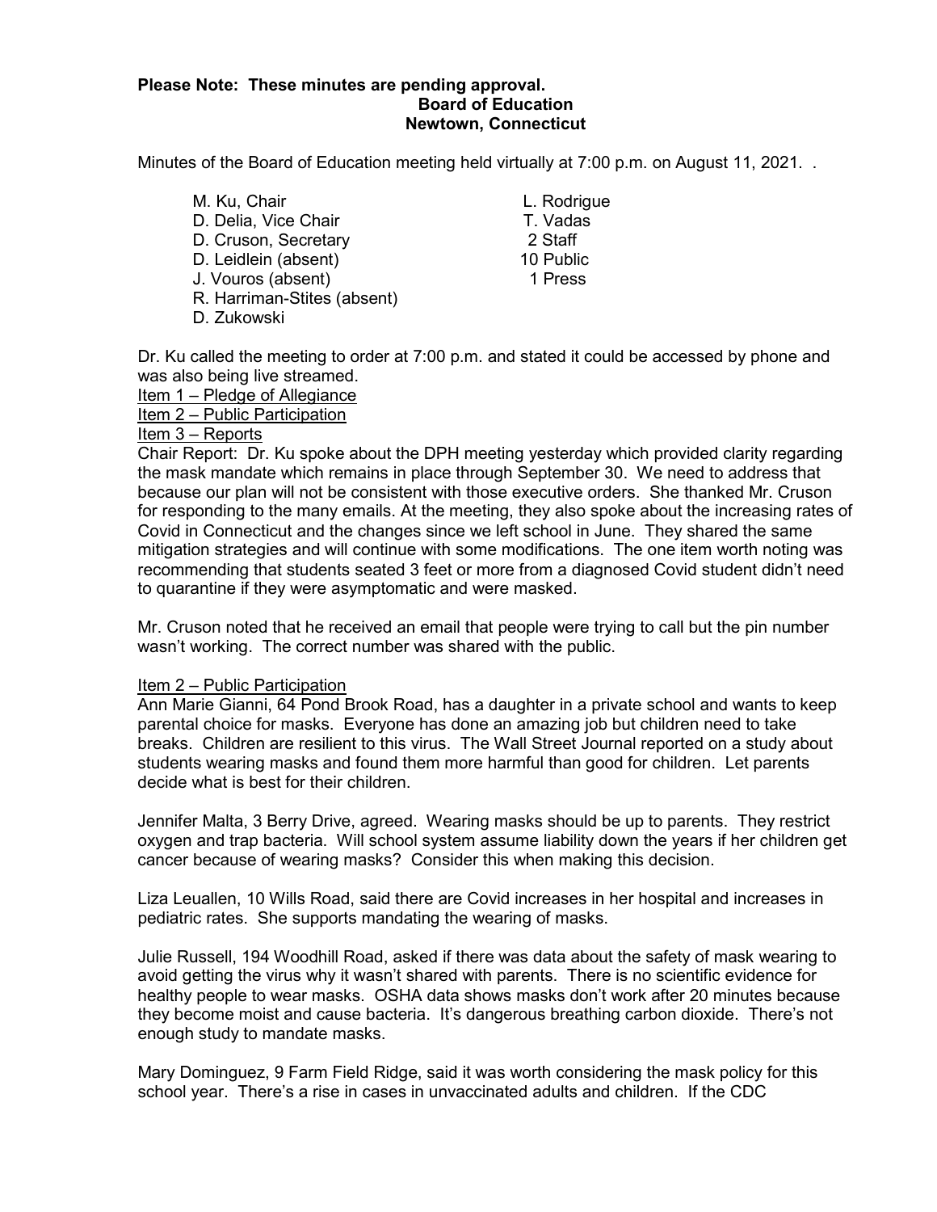**Please Note: These minutes are pending approval.**

**Board of Education**
**Newtown, Connecticut**

Minutes of the Board of Education meeting held virtually at 7:00 p.m. on August 11, 2021. .

| | |
|---|---|
| M. Ku, Chair | L. Rodrigue |
| D. Delia, Vice Chair | T. Vadas |
| D. Cruson, Secretary | 2 Staff |
| D. Leidlein (absent) | 10 Public |
| J. Vouros (absent) | 1 Press |
| R. Harriman-Stites (absent) | |
| D. Zukowski | |

Dr. Ku called the meeting to order at 7:00 p.m. and stated it could be accessed by phone and was also being live streamed.

<u>Item 1 – Pledge of Allegiance</u>

<u>Item 2 – Public Participation</u>

<u>Item 3 – Reports</u>

Chair Report: Dr. Ku spoke about the DPH meeting yesterday which provided clarity regarding the mask mandate which remains in place through September 30. We need to address that because our plan will not be consistent with those executive orders. She thanked Mr. Cruson for responding to the many emails. At the meeting, they also spoke about the increasing rates of Covid in Connecticut and the changes since we left school in June. They shared the same mitigation strategies and will continue with some modifications. The one item worth noting was recommending that students seated 3 feet or more from a diagnosed Covid student didn't need to quarantine if they were asymptomatic and were masked.

Mr. Cruson noted that he received an email that people were trying to call but the pin number wasn't working. The correct number was shared with the public.

<u>Item 2 – Public Participation</u>

Ann Marie Gianni, 64 Pond Brook Road, has a daughter in a private school and wants to keep parental choice for masks. Everyone has done an amazing job but children need to take breaks. Children are resilient to this virus. The Wall Street Journal reported on a study about students wearing masks and found them more harmful than good for children. Let parents decide what is best for their children.

Jennifer Malta, 3 Berry Drive, agreed. Wearing masks should be up to parents. They restrict oxygen and trap bacteria. Will school system assume liability down the years if her children get cancer because of wearing masks? Consider this when making this decision.

Liza Leuallen, 10 Wills Road, said there are Covid increases in her hospital and increases in pediatric rates. She supports mandating the wearing of masks.

Julie Russell, 194 Woodhill Road, asked if there was data about the safety of mask wearing to avoid getting the virus why it wasn't shared with parents. There is no scientific evidence for healthy people to wear masks. OSHA data shows masks don't work after 20 minutes because they become moist and cause bacteria. It's dangerous breathing carbon dioxide. There's not enough study to mandate masks.

Mary Dominguez, 9 Farm Field Ridge, said it was worth considering the mask policy for this school year. There's a rise in cases in unvaccinated adults and children. If the CDC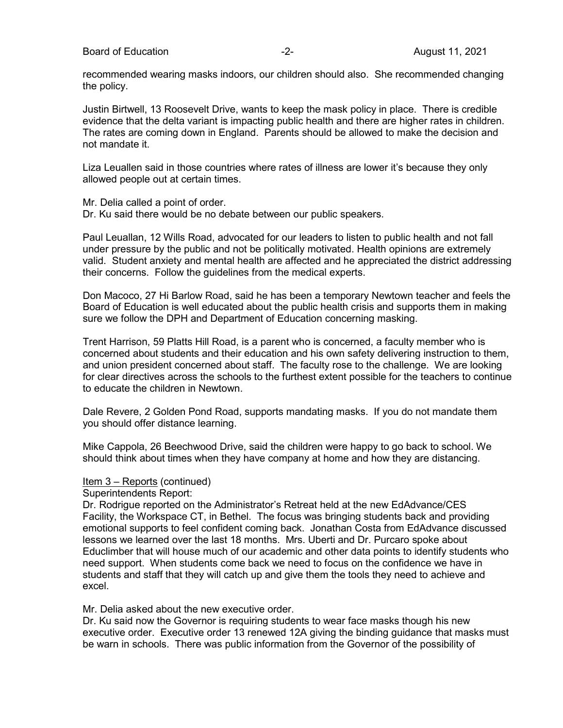recommended wearing masks indoors, our children should also. She recommended changing the policy.

Justin Birtwell, 13 Roosevelt Drive, wants to keep the mask policy in place. There is credible evidence that the delta variant is impacting public health and there are higher rates in children. The rates are coming down in England. Parents should be allowed to make the decision and not mandate it.

Liza Leuallen said in those countries where rates of illness are lower it's because they only allowed people out at certain times.

Mr. Delia called a point of order.
Dr. Ku said there would be no debate between our public speakers.

Paul Leuallan, 12 Wills Road, advocated for our leaders to listen to public health and not fall under pressure by the public and not be politically motivated. Health opinions are extremely valid. Student anxiety and mental health are affected and he appreciated the district addressing their concerns. Follow the guidelines from the medical experts.

Don Macoco, 27 Hi Barlow Road, said he has been a temporary Newtown teacher and feels the Board of Education is well educated about the public health crisis and supports them in making sure we follow the DPH and Department of Education concerning masking.

Trent Harrison, 59 Platts Hill Road, is a parent who is concerned, a faculty member who is concerned about students and their education and his own safety delivering instruction to them, and union president concerned about staff. The faculty rose to the challenge. We are looking for clear directives across the schools to the furthest extent possible for the teachers to continue to educate the children in Newtown.

Dale Revere, 2 Golden Pond Road, supports mandating masks. If you do not mandate them you should offer distance learning.

Mike Cappola, 26 Beechwood Drive, said the children were happy to go back to school. We should think about times when they have company at home and how they are distancing.

<u>Item 3 – Reports</u> (continued)
Superintendents Report:
Dr. Rodrigue reported on the Administrator's Retreat held at the new EdAdvance/CES Facility, the Workspace CT, in Bethel. The focus was bringing students back and providing emotional supports to feel confident coming back. Jonathan Costa from EdAdvance discussed lessons we learned over the last 18 months. Mrs. Uberti and Dr. Purcaro spoke about Educlimber that will house much of our academic and other data points to identify students who need support. When students come back we need to focus on the confidence we have in students and staff that they will catch up and give them the tools they need to achieve and excel.

Mr. Delia asked about the new executive order.
Dr. Ku said now the Governor is requiring students to wear face masks though his new executive order. Executive order 13 renewed 12A giving the binding guidance that masks must be warn in schools. There was public information from the Governor of the possibility of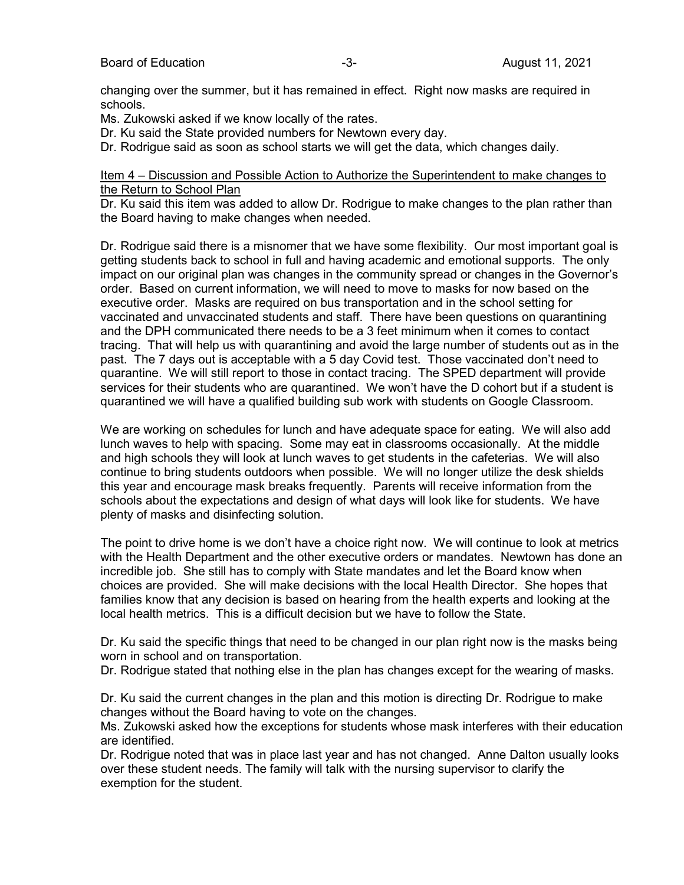changing over the summer, but it has remained in effect. Right now masks are required in schools.

Ms. Zukowski asked if we know locally of the rates.

Dr. Ku said the State provided numbers for Newtown every day.

Dr. Rodrigue said as soon as school starts we will get the data, which changes daily.

Item 4 – Discussion and Possible Action to Authorize the Superintendent to make changes to the Return to School Plan

Dr. Ku said this item was added to allow Dr. Rodrigue to make changes to the plan rather than the Board having to make changes when needed.

Dr. Rodrigue said there is a misnomer that we have some flexibility. Our most important goal is getting students back to school in full and having academic and emotional supports. The only impact on our original plan was changes in the community spread or changes in the Governor's order. Based on current information, we will need to move to masks for now based on the executive order. Masks are required on bus transportation and in the school setting for vaccinated and unvaccinated students and staff. There have been questions on quarantining and the DPH communicated there needs to be a 3 feet minimum when it comes to contact tracing. That will help us with quarantining and avoid the large number of students out as in the past. The 7 days out is acceptable with a 5 day Covid test. Those vaccinated don't need to quarantine. We will still report to those in contact tracing. The SPED department will provide services for their students who are quarantined. We won't have the D cohort but if a student is quarantined we will have a qualified building sub work with students on Google Classroom.

We are working on schedules for lunch and have adequate space for eating. We will also add lunch waves to help with spacing. Some may eat in classrooms occasionally. At the middle and high schools they will look at lunch waves to get students in the cafeterias. We will also continue to bring students outdoors when possible. We will no longer utilize the desk shields this year and encourage mask breaks frequently. Parents will receive information from the schools about the expectations and design of what days will look like for students. We have plenty of masks and disinfecting solution.

The point to drive home is we don't have a choice right now. We will continue to look at metrics with the Health Department and the other executive orders or mandates. Newtown has done an incredible job. She still has to comply with State mandates and let the Board know when choices are provided. She will make decisions with the local Health Director. She hopes that families know that any decision is based on hearing from the health experts and looking at the local health metrics. This is a difficult decision but we have to follow the State.

Dr. Ku said the specific things that need to be changed in our plan right now is the masks being worn in school and on transportation.

Dr. Rodrigue stated that nothing else in the plan has changes except for the wearing of masks.

Dr. Ku said the current changes in the plan and this motion is directing Dr. Rodrigue to make changes without the Board having to vote on the changes.

Ms. Zukowski asked how the exceptions for students whose mask interferes with their education are identified.

Dr. Rodrigue noted that was in place last year and has not changed. Anne Dalton usually looks over these student needs. The family will talk with the nursing supervisor to clarify the exemption for the student.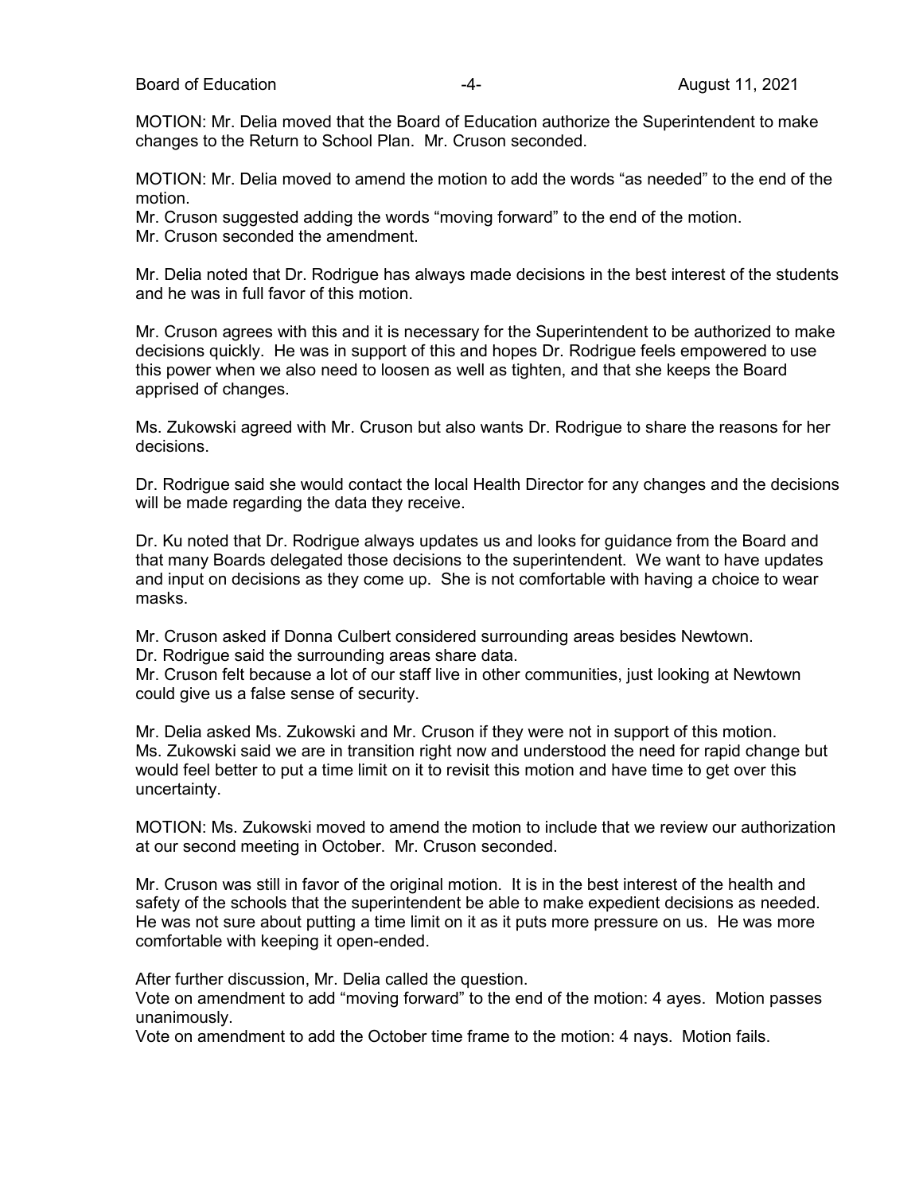MOTION: Mr. Delia moved that the Board of Education authorize the Superintendent to make changes to the Return to School Plan. Mr. Cruson seconded.

MOTION: Mr. Delia moved to amend the motion to add the words "as needed" to the end of the motion.
Mr. Cruson suggested adding the words "moving forward" to the end of the motion.
Mr. Cruson seconded the amendment.

Mr. Delia noted that Dr. Rodrigue has always made decisions in the best interest of the students and he was in full favor of this motion.

Mr. Cruson agrees with this and it is necessary for the Superintendent to be authorized to make decisions quickly. He was in support of this and hopes Dr. Rodrigue feels empowered to use this power when we also need to loosen as well as tighten, and that she keeps the Board apprised of changes.

Ms. Zukowski agreed with Mr. Cruson but also wants Dr. Rodrigue to share the reasons for her decisions.

Dr. Rodrigue said she would contact the local Health Director for any changes and the decisions will be made regarding the data they receive.

Dr. Ku noted that Dr. Rodrigue always updates us and looks for guidance from the Board and that many Boards delegated those decisions to the superintendent. We want to have updates and input on decisions as they come up. She is not comfortable with having a choice to wear masks.

Mr. Cruson asked if Donna Culbert considered surrounding areas besides Newtown.
Dr. Rodrigue said the surrounding areas share data.
Mr. Cruson felt because a lot of our staff live in other communities, just looking at Newtown could give us a false sense of security.

Mr. Delia asked Ms. Zukowski and Mr. Cruson if they were not in support of this motion.
Ms. Zukowski said we are in transition right now and understood the need for rapid change but would feel better to put a time limit on it to revisit this motion and have time to get over this uncertainty.

MOTION: Ms. Zukowski moved to amend the motion to include that we review our authorization at our second meeting in October. Mr. Cruson seconded.

Mr. Cruson was still in favor of the original motion. It is in the best interest of the health and safety of the schools that the superintendent be able to make expedient decisions as needed. He was not sure about putting a time limit on it as it puts more pressure on us. He was more comfortable with keeping it open-ended.

After further discussion, Mr. Delia called the question.
Vote on amendment to add "moving forward" to the end of the motion: 4 ayes. Motion passes unanimously.
Vote on amendment to add the October time frame to the motion: 4 nays. Motion fails.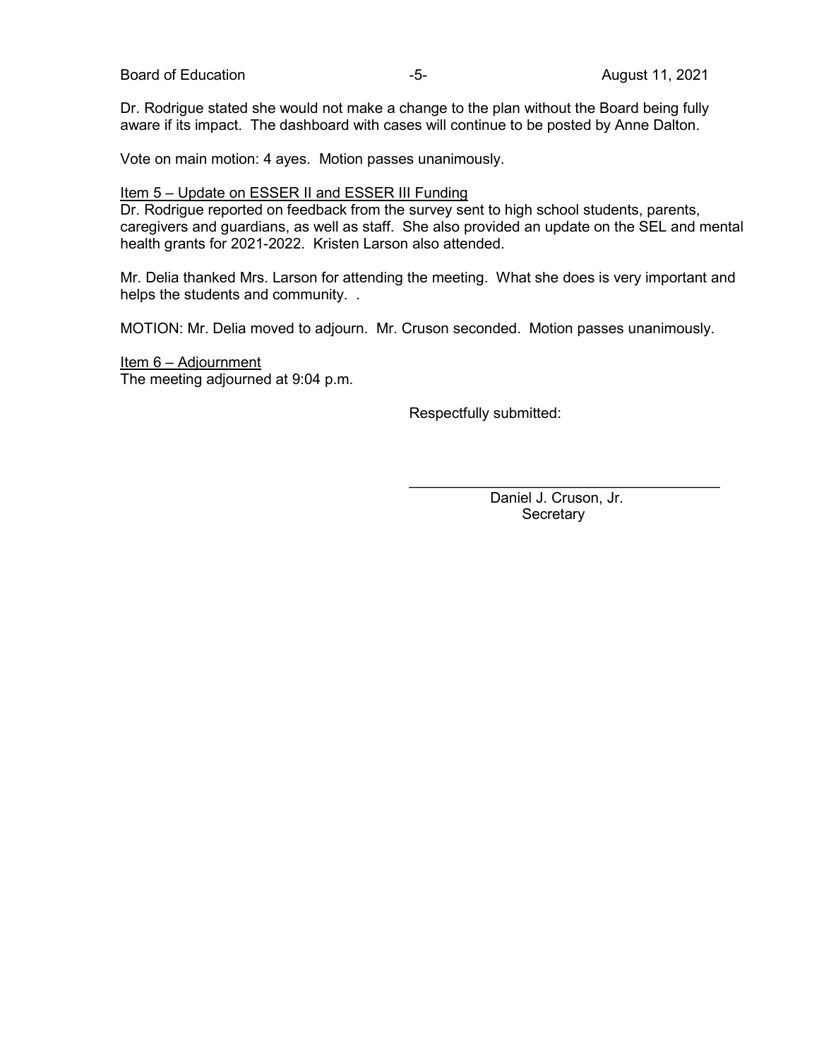Dr. Rodrigue stated she would not make a change to the plan without the Board being fully aware if its impact. The dashboard with cases will continue to be posted by Anne Dalton.

Vote on main motion: 4 ayes. Motion passes unanimously.

Item 5 – Update on ESSER II and ESSER III Funding

Dr. Rodrigue reported on feedback from the survey sent to high school students, parents, caregivers and guardians, as well as staff. She also provided an update on the SEL and mental health grants for 2021-2022. Kristen Larson also attended.

Mr. Delia thanked Mrs. Larson for attending the meeting. What she does is very important and helps the students and community. .

MOTION: Mr. Delia moved to adjourn. Mr. Cruson seconded. Motion passes unanimously.

Item 6 – Adjournment

The meeting adjourned at 9:04 p.m.

Respectfully submitted:

\_\_\_\_\_\_\_\_\_\_\_\_\_\_\_\_\_\_\_\_\_\_\_\_\_\_\_\_\_\_\_\_\_\_\_\_\_\_

Daniel J. Cruson, Jr.
Secretary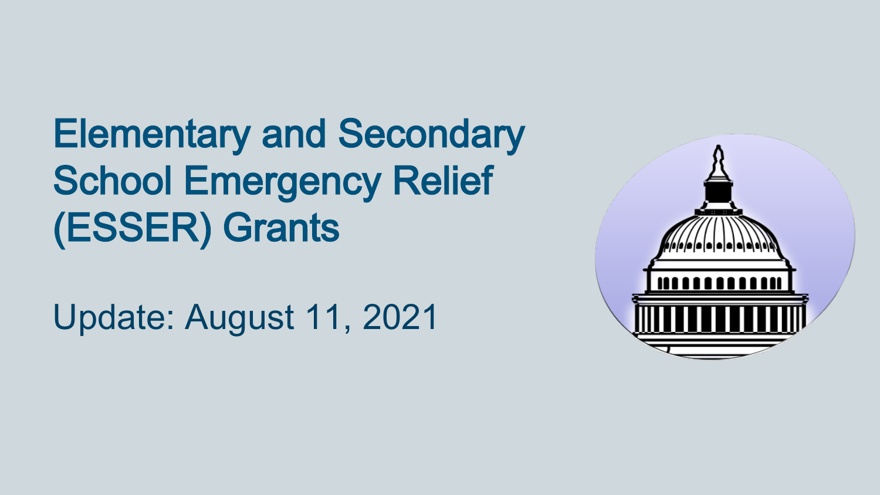# Elementary and Secondary School Emergency Relief (ESSER) Grants

Update: August 11, 2021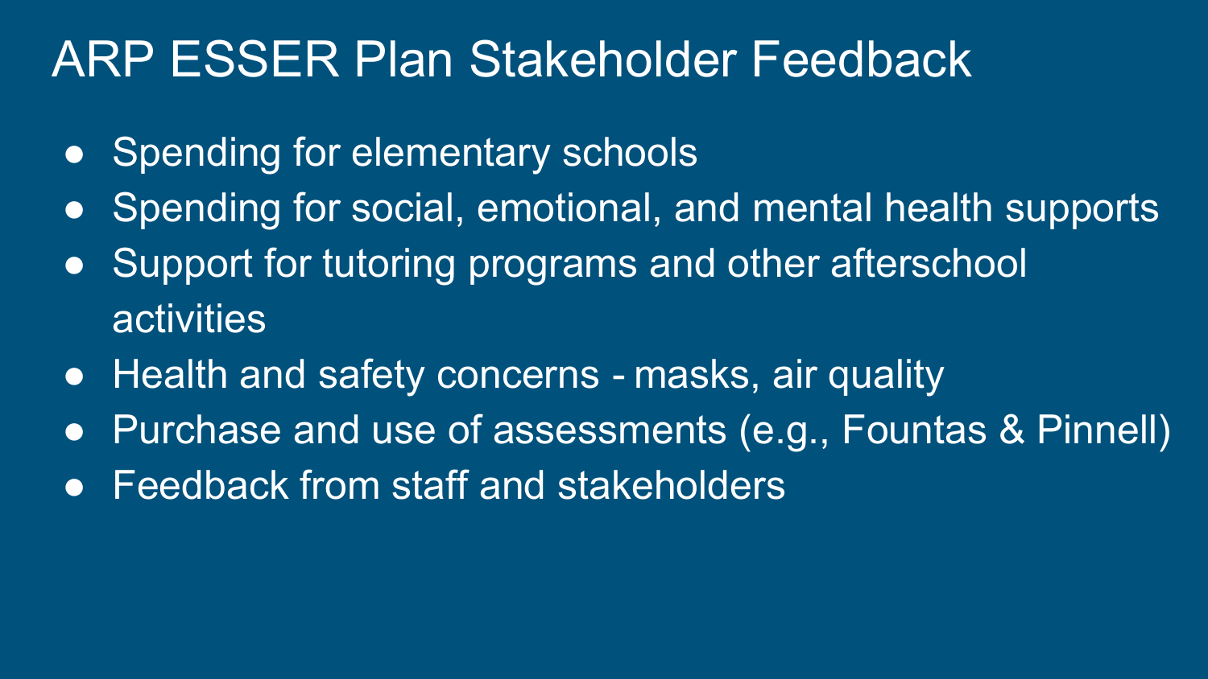# ARP ESSER Plan Stakeholder Feedback

- Spending for elementary schools
- Spending for social, emotional, and mental health supports
- Support for tutoring programs and other afterschool activities
- Health and safety concerns - masks, air quality
- Purchase and use of assessments (e.g., Fountas & Pinnell)
- Feedback from staff and stakeholders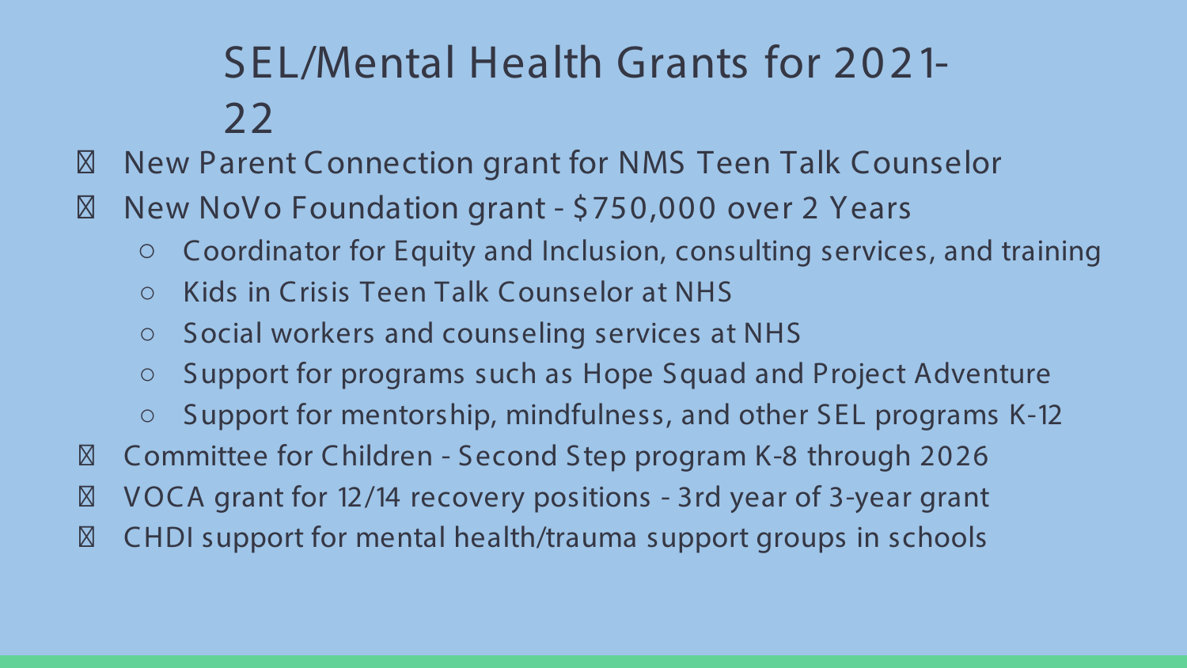# SEL/Mental Health Grants for 2021-22

- New Parent Connection grant for NMS Teen Talk Counselor
- New NoVo Foundation grant - $750,000 over 2 Years
  - Coordinator for Equity and Inclusion, consulting services, and training
  - Kids in Crisis Teen Talk Counselor at NHS
  - Social workers and counseling services at NHS
  - Support for programs such as Hope Squad and Project Adventure
  - Support for mentorship, mindfulness, and other SEL programs K-12
- Committee for Children - Second Step program K-8 through 2026
- VOCA grant for 12/14 recovery positions - 3rd year of 3-year grant
- CHDI support for mental health/trauma support groups in schools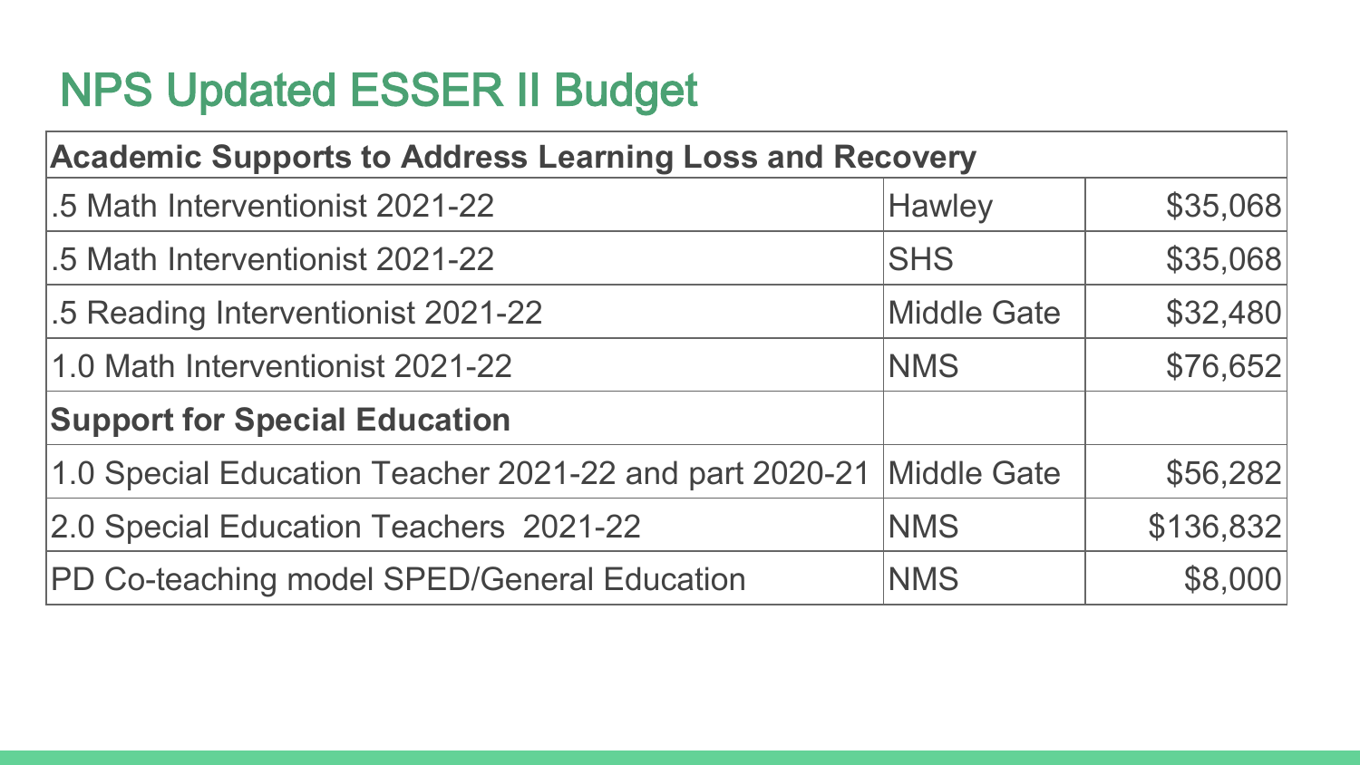# NPS Updated ESSER II Budget

| **Academic Supports to Address Learning Loss and Recovery** | | |
|---|---|---|
| .5 Math Interventionist 2021-22 | Hawley | $35,068 |
| .5 Math Interventionist 2021-22 | SHS | $35,068 |
| .5 Reading Interventionist 2021-22 | Middle Gate | $32,480 |
| 1.0 Math Interventionist 2021-22 | NMS | $76,652 |
| **Support for Special Education** | | |
| 1.0 Special Education Teacher 2021-22 and part 2020-21 | Middle Gate | $56,282 |
| 2.0 Special Education Teachers 2021-22 | NMS | $136,832 |
| PD Co-teaching model SPED/General Education | NMS | $8,000 |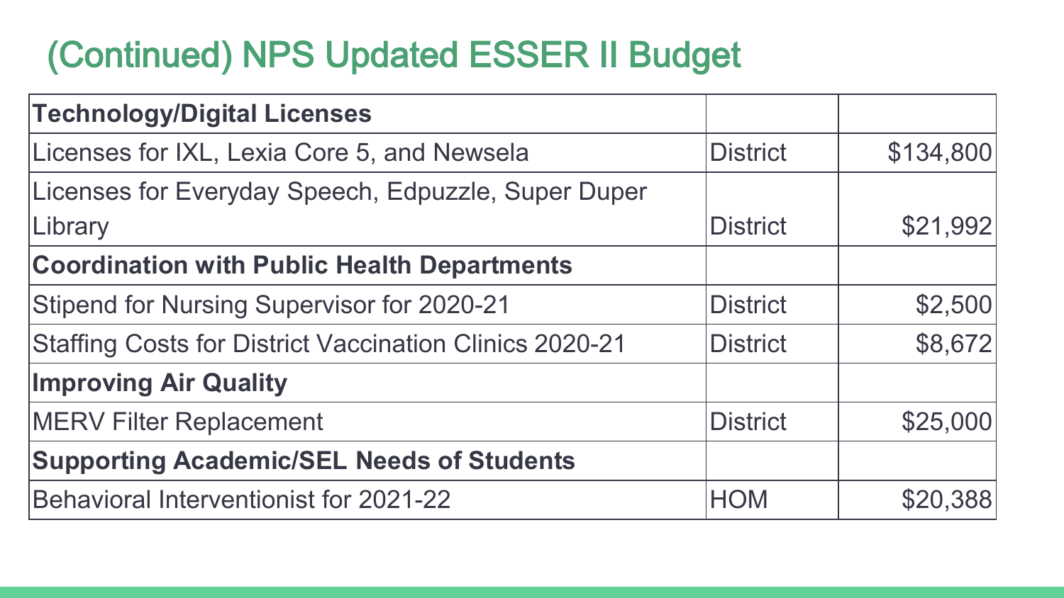# (Continued) NPS Updated ESSER II Budget

| **Technology/Digital Licenses** | | |
|---|---|---|
| Licenses for IXL, Lexia Core 5, and Newsela | District | $134,800 |
| Licenses for Everyday Speech, Edpuzzle, Super Duper Library | District | $21,992 |
| **Coordination with Public Health Departments** | | |
| Stipend for Nursing Supervisor for 2020-21 | District | $2,500 |
| Staffing Costs for District Vaccination Clinics 2020-21 | District | $8,672 |
| **Improving Air Quality** | | |
| MERV Filter Replacement | District | $25,000 |
| **Supporting Academic/SEL Needs of Students** | | |
| Behavioral Interventionist for 2021-22 | HOM | $20,388 |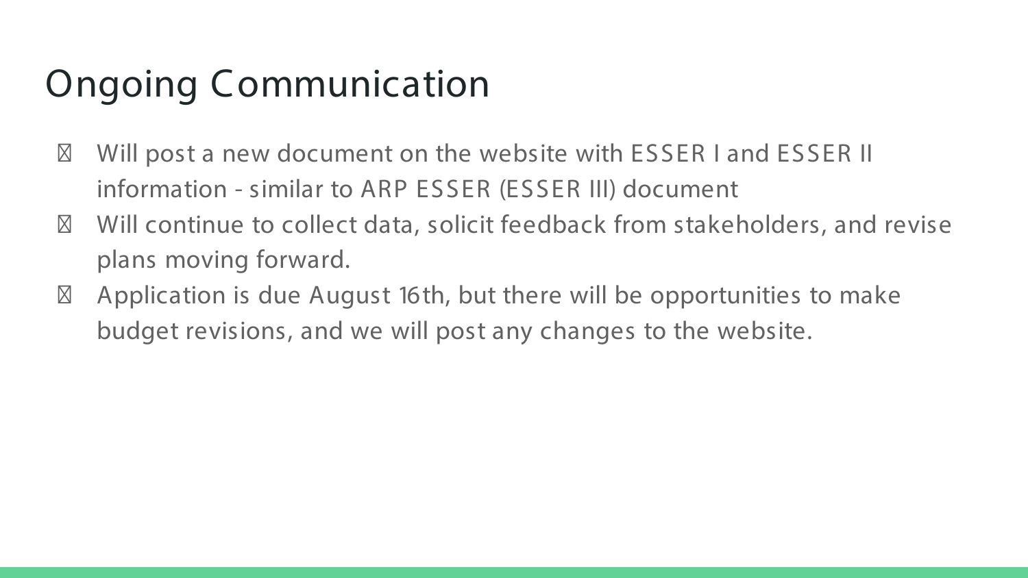# Ongoing Communication

- Will post a new document on the website with ESSER I and ESSER II information - similar to ARP ESSER (ESSER III) document
- Will continue to collect data, solicit feedback from stakeholders, and revise plans moving forward.
- Application is due August 16th, but there will be opportunities to make budget revisions, and we will post any changes to the website.